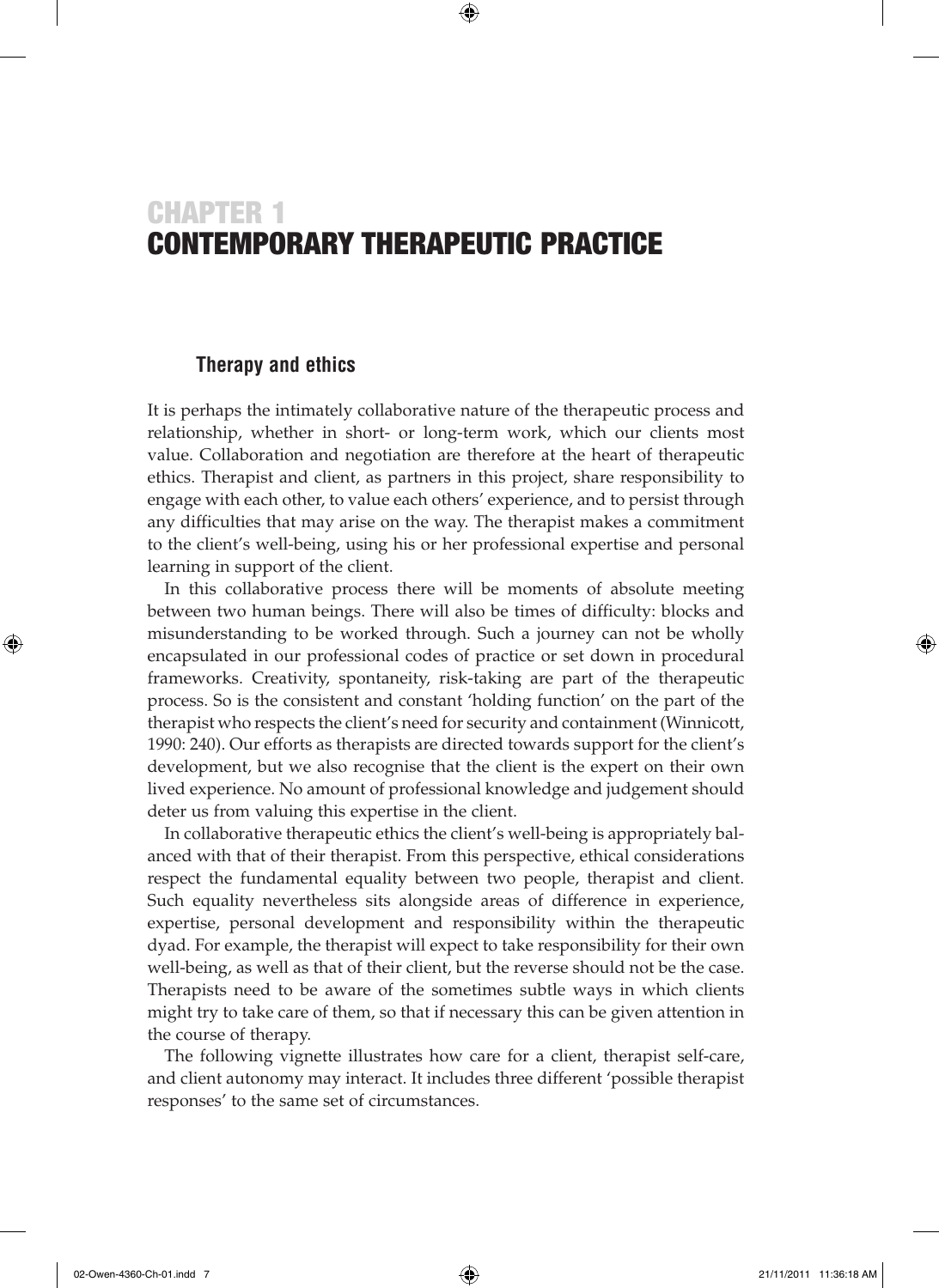# CHAPTER 1
# CONTEMPORARY THERAPEUTIC PRACTICE

## Therapy and ethics

It is perhaps the intimately collaborative nature of the therapeutic process and relationship, whether in short- or long-term work, which our clients most value. Collaboration and negotiation are therefore at the heart of therapeutic ethics. Therapist and client, as partners in this project, share responsibility to engage with each other, to value each others' experience, and to persist through any difficulties that may arise on the way. The therapist makes a commitment to the client's well-being, using his or her professional expertise and personal learning in support of the client.

In this collaborative process there will be moments of absolute meeting between two human beings. There will also be times of difficulty: blocks and misunderstanding to be worked through. Such a journey can not be wholly encapsulated in our professional codes of practice or set down in procedural frameworks. Creativity, spontaneity, risk-taking are part of the therapeutic process. So is the consistent and constant 'holding function' on the part of the therapist who respects the client's need for security and containment (Winnicott, 1990: 240). Our efforts as therapists are directed towards support for the client's development, but we also recognise that the client is the expert on their own lived experience. No amount of professional knowledge and judgement should deter us from valuing this expertise in the client.

In collaborative therapeutic ethics the client's well-being is appropriately balanced with that of their therapist. From this perspective, ethical considerations respect the fundamental equality between two people, therapist and client. Such equality nevertheless sits alongside areas of difference in experience, expertise, personal development and responsibility within the therapeutic dyad. For example, the therapist will expect to take responsibility for their own well-being, as well as that of their client, but the reverse should not be the case. Therapists need to be aware of the sometimes subtle ways in which clients might try to take care of them, so that if necessary this can be given attention in the course of therapy.

The following vignette illustrates how care for a client, therapist self-care, and client autonomy may interact. It includes three different 'possible therapist responses' to the same set of circumstances.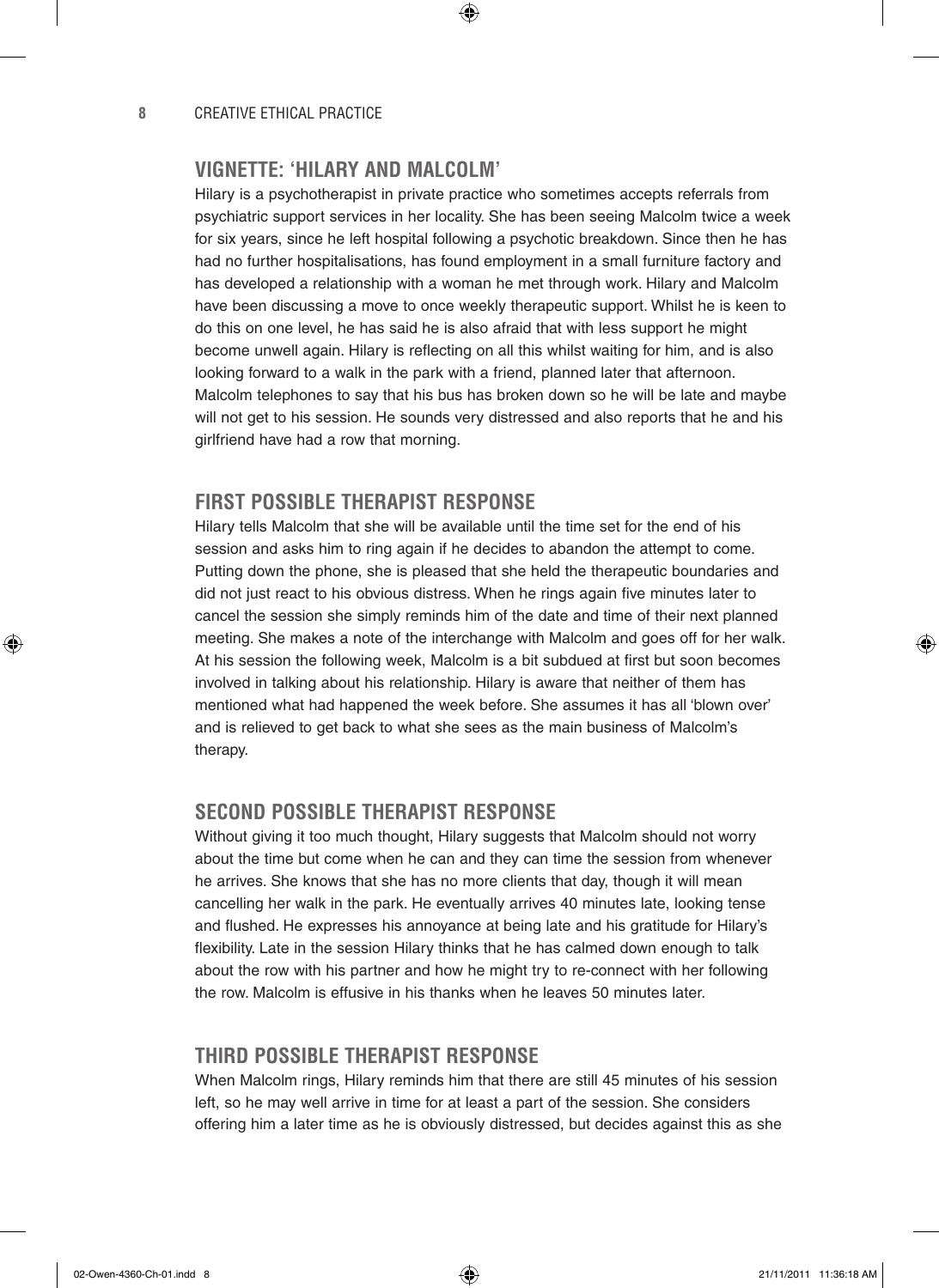## VIGNETTE: 'HILARY AND MALCOLM'

Hilary is a psychotherapist in private practice who sometimes accepts referrals from psychiatric support services in her locality. She has been seeing Malcolm twice a week for six years, since he left hospital following a psychotic breakdown. Since then he has had no further hospitalisations, has found employment in a small furniture factory and has developed a relationship with a woman he met through work. Hilary and Malcolm have been discussing a move to once weekly therapeutic support. Whilst he is keen to do this on one level, he has said he is also afraid that with less support he might become unwell again. Hilary is reflecting on all this whilst waiting for him, and is also looking forward to a walk in the park with a friend, planned later that afternoon. Malcolm telephones to say that his bus has broken down so he will be late and maybe will not get to his session. He sounds very distressed and also reports that he and his girlfriend have had a row that morning.

## FIRST POSSIBLE THERAPIST RESPONSE

Hilary tells Malcolm that she will be available until the time set for the end of his session and asks him to ring again if he decides to abandon the attempt to come. Putting down the phone, she is pleased that she held the therapeutic boundaries and did not just react to his obvious distress. When he rings again five minutes later to cancel the session she simply reminds him of the date and time of their next planned meeting. She makes a note of the interchange with Malcolm and goes off for her walk. At his session the following week, Malcolm is a bit subdued at first but soon becomes involved in talking about his relationship. Hilary is aware that neither of them has mentioned what had happened the week before. She assumes it has all 'blown over' and is relieved to get back to what she sees as the main business of Malcolm's therapy.

## SECOND POSSIBLE THERAPIST RESPONSE

Without giving it too much thought, Hilary suggests that Malcolm should not worry about the time but come when he can and they can time the session from whenever he arrives. She knows that she has no more clients that day, though it will mean cancelling her walk in the park. He eventually arrives 40 minutes late, looking tense and flushed. He expresses his annoyance at being late and his gratitude for Hilary's flexibility. Late in the session Hilary thinks that he has calmed down enough to talk about the row with his partner and how he might try to re-connect with her following the row. Malcolm is effusive in his thanks when he leaves 50 minutes later.

## THIRD POSSIBLE THERAPIST RESPONSE

When Malcolm rings, Hilary reminds him that there are still 45 minutes of his session left, so he may well arrive in time for at least a part of the session. She considers offering him a later time as he is obviously distressed, but decides against this as she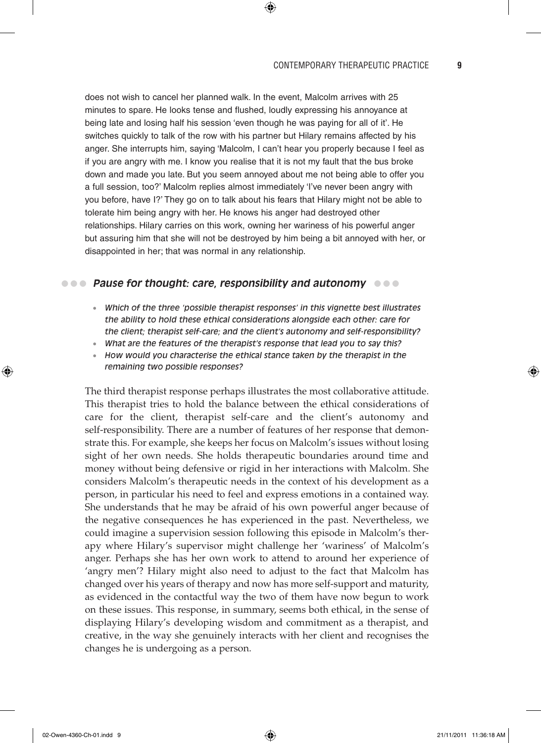does not wish to cancel her planned walk. In the event, Malcolm arrives with 25 minutes to spare. He looks tense and flushed, loudly expressing his annoyance at being late and losing half his session 'even though he was paying for all of it'. He switches quickly to talk of the row with his partner but Hilary remains affected by his anger. She interrupts him, saying 'Malcolm, I can't hear you properly because I feel as if you are angry with me. I know you realise that it is not my fault that the bus broke down and made you late. But you seem annoyed about me not being able to offer you a full session, too?' Malcolm replies almost immediately 'I've never been angry with you before, have I?' They go on to talk about his fears that Hilary might not be able to tolerate him being angry with her. He knows his anger had destroyed other relationships. Hilary carries on this work, owning her wariness of his powerful anger but assuring him that she will not be destroyed by him being a bit annoyed with her, or disappointed in her; that was normal in any relationship.

### *Pause for thought: care, responsibility and autonomy*

- *Which of the three 'possible therapist responses' in this vignette best illustrates the ability to hold these ethical considerations alongside each other: care for the client; therapist self-care; and the client's autonomy and self-responsibility?*
- *What are the features of the therapist's response that lead you to say this?*
- *How would you characterise the ethical stance taken by the therapist in the remaining two possible responses?*

The third therapist response perhaps illustrates the most collaborative attitude. This therapist tries to hold the balance between the ethical considerations of care for the client, therapist self-care and the client's autonomy and self-responsibility. There are a number of features of her response that demonstrate this. For example, she keeps her focus on Malcolm's issues without losing sight of her own needs. She holds therapeutic boundaries around time and money without being defensive or rigid in her interactions with Malcolm. She considers Malcolm's therapeutic needs in the context of his development as a person, in particular his need to feel and express emotions in a contained way. She understands that he may be afraid of his own powerful anger because of the negative consequences he has experienced in the past. Nevertheless, we could imagine a supervision session following this episode in Malcolm's therapy where Hilary's supervisor might challenge her 'wariness' of Malcolm's anger. Perhaps she has her own work to attend to around her experience of 'angry men'? Hilary might also need to adjust to the fact that Malcolm has changed over his years of therapy and now has more self-support and maturity, as evidenced in the contactful way the two of them have now begun to work on these issues. This response, in summary, seems both ethical, in the sense of displaying Hilary's developing wisdom and commitment as a therapist, and creative, in the way she genuinely interacts with her client and recognises the changes he is undergoing as a person.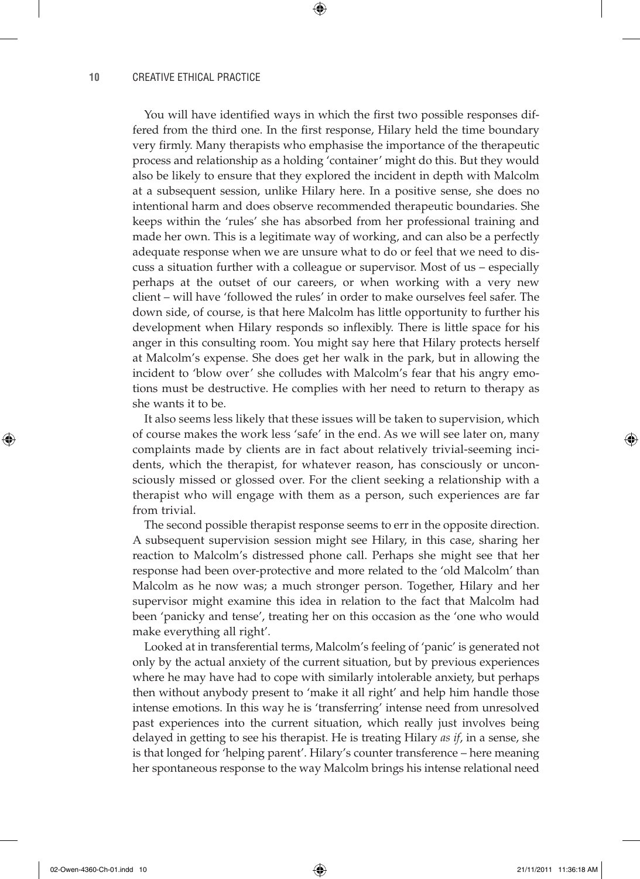You will have identified ways in which the first two possible responses differed from the third one. In the first response, Hilary held the time boundary very firmly. Many therapists who emphasise the importance of the therapeutic process and relationship as a holding 'container' might do this. But they would also be likely to ensure that they explored the incident in depth with Malcolm at a subsequent session, unlike Hilary here. In a positive sense, she does no intentional harm and does observe recommended therapeutic boundaries. She keeps within the 'rules' she has absorbed from her professional training and made her own. This is a legitimate way of working, and can also be a perfectly adequate response when we are unsure what to do or feel that we need to discuss a situation further with a colleague or supervisor. Most of us – especially perhaps at the outset of our careers, or when working with a very new client – will have 'followed the rules' in order to make ourselves feel safer. The down side, of course, is that here Malcolm has little opportunity to further his development when Hilary responds so inflexibly. There is little space for his anger in this consulting room. You might say here that Hilary protects herself at Malcolm's expense. She does get her walk in the park, but in allowing the incident to 'blow over' she colludes with Malcolm's fear that his angry emotions must be destructive. He complies with her need to return to therapy as she wants it to be.

It also seems less likely that these issues will be taken to supervision, which of course makes the work less 'safe' in the end. As we will see later on, many complaints made by clients are in fact about relatively trivial-seeming incidents, which the therapist, for whatever reason, has consciously or unconsciously missed or glossed over. For the client seeking a relationship with a therapist who will engage with them as a person, such experiences are far from trivial.

The second possible therapist response seems to err in the opposite direction. A subsequent supervision session might see Hilary, in this case, sharing her reaction to Malcolm's distressed phone call. Perhaps she might see that her response had been over-protective and more related to the 'old Malcolm' than Malcolm as he now was; a much stronger person. Together, Hilary and her supervisor might examine this idea in relation to the fact that Malcolm had been 'panicky and tense', treating her on this occasion as the 'one who would make everything all right'.

Looked at in transferential terms, Malcolm's feeling of 'panic' is generated not only by the actual anxiety of the current situation, but by previous experiences where he may have had to cope with similarly intolerable anxiety, but perhaps then without anybody present to 'make it all right' and help him handle those intense emotions. In this way he is 'transferring' intense need from unresolved past experiences into the current situation, which really just involves being delayed in getting to see his therapist. He is treating Hilary *as if*, in a sense, she is that longed for 'helping parent'. Hilary's counter transference – here meaning her spontaneous response to the way Malcolm brings his intense relational need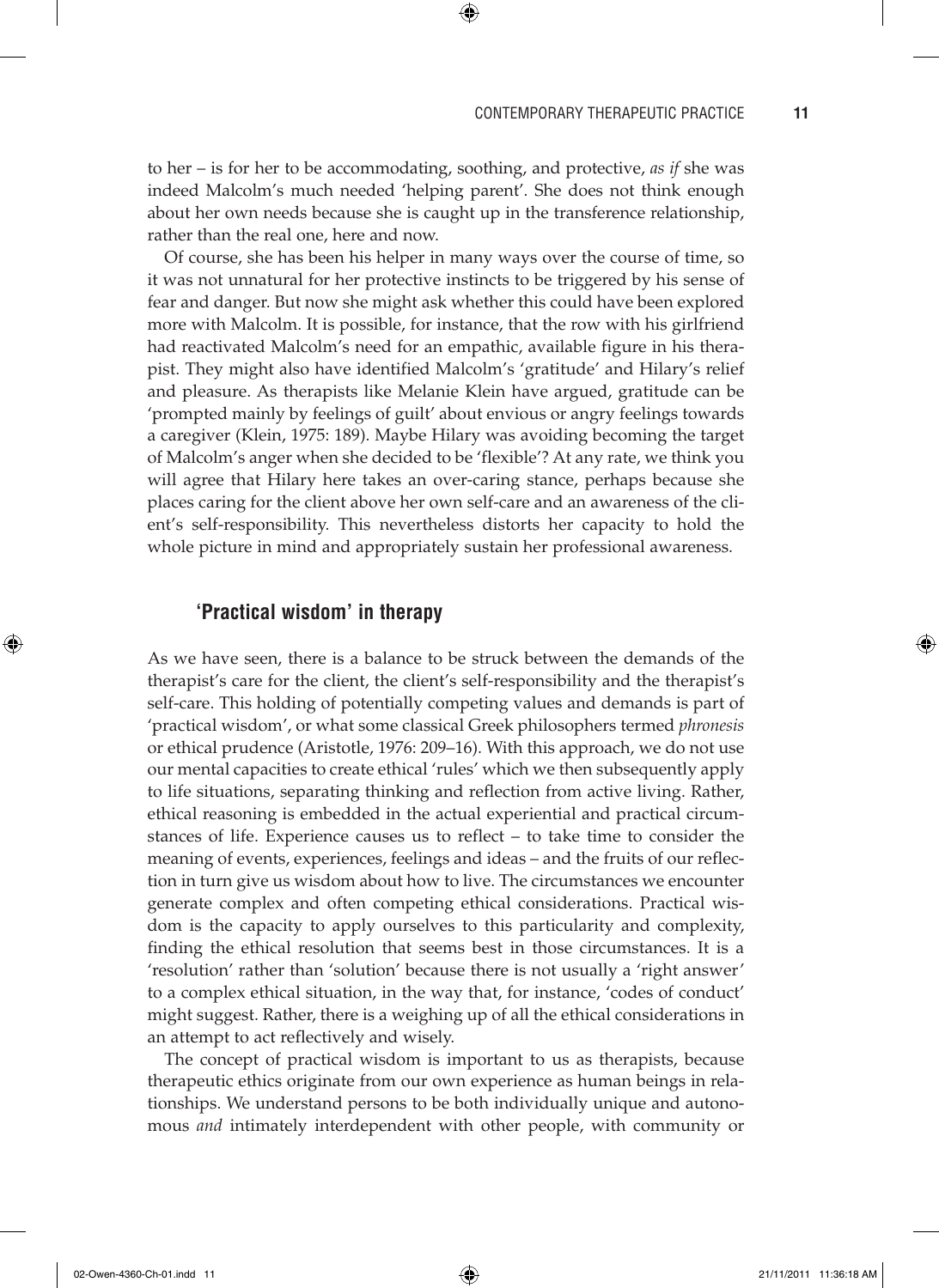to her – is for her to be accommodating, soothing, and protective, *as if* she was indeed Malcolm's much needed 'helping parent'. She does not think enough about her own needs because she is caught up in the transference relationship, rather than the real one, here and now.

Of course, she has been his helper in many ways over the course of time, so it was not unnatural for her protective instincts to be triggered by his sense of fear and danger. But now she might ask whether this could have been explored more with Malcolm. It is possible, for instance, that the row with his girlfriend had reactivated Malcolm's need for an empathic, available figure in his therapist. They might also have identified Malcolm's 'gratitude' and Hilary's relief and pleasure. As therapists like Melanie Klein have argued, gratitude can be 'prompted mainly by feelings of guilt' about envious or angry feelings towards a caregiver (Klein, 1975: 189). Maybe Hilary was avoiding becoming the target of Malcolm's anger when she decided to be 'flexible'? At any rate, we think you will agree that Hilary here takes an over-caring stance, perhaps because she places caring for the client above her own self-care and an awareness of the client's self-responsibility. This nevertheless distorts her capacity to hold the whole picture in mind and appropriately sustain her professional awareness.

## 'Practical wisdom' in therapy

As we have seen, there is a balance to be struck between the demands of the therapist's care for the client, the client's self-responsibility and the therapist's self-care. This holding of potentially competing values and demands is part of 'practical wisdom', or what some classical Greek philosophers termed *phronesis* or ethical prudence (Aristotle, 1976: 209–16). With this approach, we do not use our mental capacities to create ethical 'rules' which we then subsequently apply to life situations, separating thinking and reflection from active living. Rather, ethical reasoning is embedded in the actual experiential and practical circumstances of life. Experience causes us to reflect – to take time to consider the meaning of events, experiences, feelings and ideas – and the fruits of our reflection in turn give us wisdom about how to live. The circumstances we encounter generate complex and often competing ethical considerations. Practical wisdom is the capacity to apply ourselves to this particularity and complexity, finding the ethical resolution that seems best in those circumstances. It is a 'resolution' rather than 'solution' because there is not usually a 'right answer' to a complex ethical situation, in the way that, for instance, 'codes of conduct' might suggest. Rather, there is a weighing up of all the ethical considerations in an attempt to act reflectively and wisely.

The concept of practical wisdom is important to us as therapists, because therapeutic ethics originate from our own experience as human beings in relationships. We understand persons to be both individually unique and autonomous *and* intimately interdependent with other people, with community or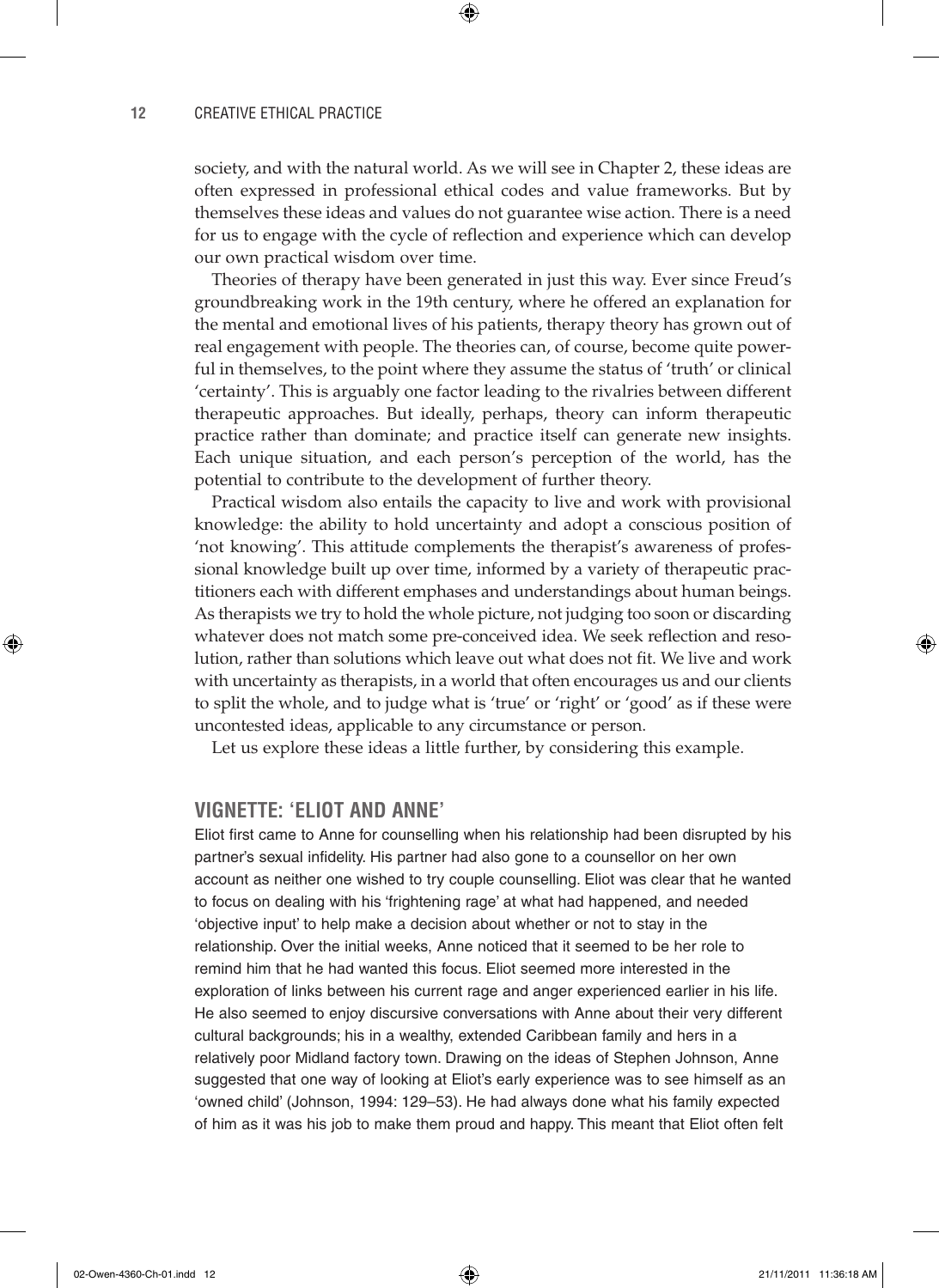society, and with the natural world. As we will see in Chapter 2, these ideas are often expressed in professional ethical codes and value frameworks. But by themselves these ideas and values do not guarantee wise action. There is a need for us to engage with the cycle of reflection and experience which can develop our own practical wisdom over time.

Theories of therapy have been generated in just this way. Ever since Freud's groundbreaking work in the 19th century, where he offered an explanation for the mental and emotional lives of his patients, therapy theory has grown out of real engagement with people. The theories can, of course, become quite powerful in themselves, to the point where they assume the status of 'truth' or clinical 'certainty'. This is arguably one factor leading to the rivalries between different therapeutic approaches. But ideally, perhaps, theory can inform therapeutic practice rather than dominate; and practice itself can generate new insights. Each unique situation, and each person's perception of the world, has the potential to contribute to the development of further theory.

Practical wisdom also entails the capacity to live and work with provisional knowledge: the ability to hold uncertainty and adopt a conscious position of 'not knowing'. This attitude complements the therapist's awareness of professional knowledge built up over time, informed by a variety of therapeutic practitioners each with different emphases and understandings about human beings. As therapists we try to hold the whole picture, not judging too soon or discarding whatever does not match some pre-conceived idea. We seek reflection and resolution, rather than solutions which leave out what does not fit. We live and work with uncertainty as therapists, in a world that often encourages us and our clients to split the whole, and to judge what is 'true' or 'right' or 'good' as if these were uncontested ideas, applicable to any circumstance or person.

Let us explore these ideas a little further, by considering this example.

## VIGNETTE: 'ELIOT AND ANNE'

Eliot first came to Anne for counselling when his relationship had been disrupted by his partner's sexual infidelity. His partner had also gone to a counsellor on her own account as neither one wished to try couple counselling. Eliot was clear that he wanted to focus on dealing with his 'frightening rage' at what had happened, and needed 'objective input' to help make a decision about whether or not to stay in the relationship. Over the initial weeks, Anne noticed that it seemed to be her role to remind him that he had wanted this focus. Eliot seemed more interested in the exploration of links between his current rage and anger experienced earlier in his life. He also seemed to enjoy discursive conversations with Anne about their very different cultural backgrounds; his in a wealthy, extended Caribbean family and hers in a relatively poor Midland factory town. Drawing on the ideas of Stephen Johnson, Anne suggested that one way of looking at Eliot's early experience was to see himself as an 'owned child' (Johnson, 1994: 129–53). He had always done what his family expected of him as it was his job to make them proud and happy. This meant that Eliot often felt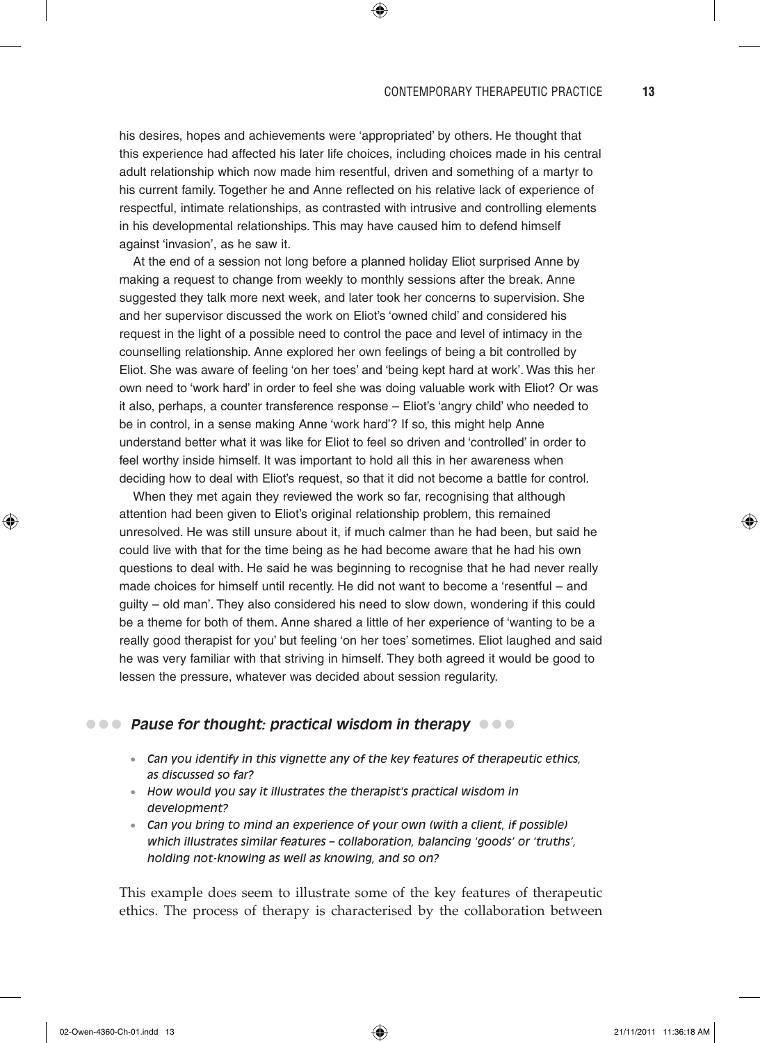his desires, hopes and achievements were 'appropriated' by others. He thought that this experience had affected his later life choices, including choices made in his central adult relationship which now made him resentful, driven and something of a martyr to his current family. Together he and Anne reflected on his relative lack of experience of respectful, intimate relationships, as contrasted with intrusive and controlling elements in his developmental relationships. This may have caused him to defend himself against 'invasion', as he saw it.

At the end of a session not long before a planned holiday Eliot surprised Anne by making a request to change from weekly to monthly sessions after the break. Anne suggested they talk more next week, and later took her concerns to supervision. She and her supervisor discussed the work on Eliot's 'owned child' and considered his request in the light of a possible need to control the pace and level of intimacy in the counselling relationship. Anne explored her own feelings of being a bit controlled by Eliot. She was aware of feeling 'on her toes' and 'being kept hard at work'. Was this her own need to 'work hard' in order to feel she was doing valuable work with Eliot? Or was it also, perhaps, a counter transference response – Eliot's 'angry child' who needed to be in control, in a sense making Anne 'work hard'? If so, this might help Anne understand better what it was like for Eliot to feel so driven and 'controlled' in order to feel worthy inside himself. It was important to hold all this in her awareness when deciding how to deal with Eliot's request, so that it did not become a battle for control.

When they met again they reviewed the work so far, recognising that although attention had been given to Eliot's original relationship problem, this remained unresolved. He was still unsure about it, if much calmer than he had been, but said he could live with that for the time being as he had become aware that he had his own questions to deal with. He said he was beginning to recognise that he had never really made choices for himself until recently. He did not want to become a 'resentful – and guilty – old man'. They also considered his need to slow down, wondering if this could be a theme for both of them. Anne shared a little of her experience of 'wanting to be a really good therapist for you' but feeling 'on her toes' sometimes. Eliot laughed and said he was very familiar with that striving in himself. They both agreed it would be good to lessen the pressure, whatever was decided about session regularity.

### *Pause for thought: practical wisdom in therapy*

- *Can you identify in this vignette any of the key features of therapeutic ethics, as discussed so far?*
- *How would you say it illustrates the therapist's practical wisdom in development?*
- *Can you bring to mind an experience of your own (with a client, if possible) which illustrates similar features – collaboration, balancing 'goods' or 'truths', holding not-knowing as well as knowing, and so on?*

This example does seem to illustrate some of the key features of therapeutic ethics. The process of therapy is characterised by the collaboration between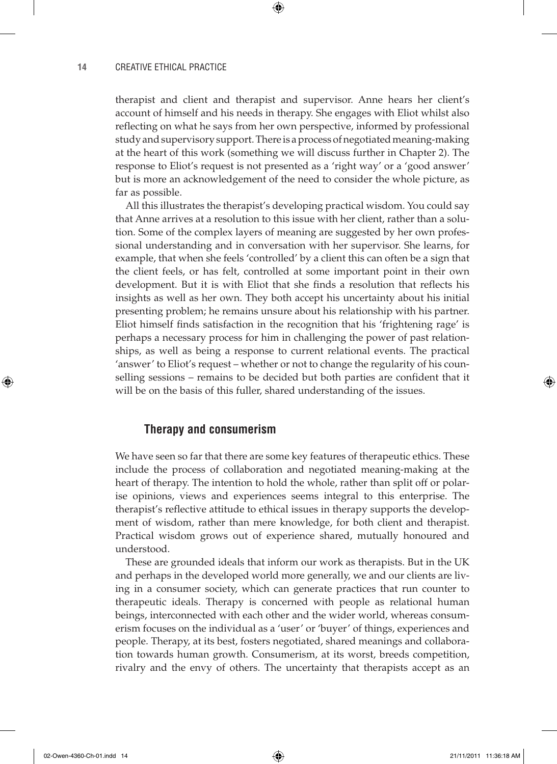therapist and client and therapist and supervisor. Anne hears her client's account of himself and his needs in therapy. She engages with Eliot whilst also reflecting on what he says from her own perspective, informed by professional study and supervisory support. There is a process of negotiated meaning-making at the heart of this work (something we will discuss further in Chapter 2). The response to Eliot's request is not presented as a 'right way' or a 'good answer' but is more an acknowledgement of the need to consider the whole picture, as far as possible.

All this illustrates the therapist's developing practical wisdom. You could say that Anne arrives at a resolution to this issue with her client, rather than a solution. Some of the complex layers of meaning are suggested by her own professional understanding and in conversation with her supervisor. She learns, for example, that when she feels 'controlled' by a client this can often be a sign that the client feels, or has felt, controlled at some important point in their own development. But it is with Eliot that she finds a resolution that reflects his insights as well as her own. They both accept his uncertainty about his initial presenting problem; he remains unsure about his relationship with his partner. Eliot himself finds satisfaction in the recognition that his 'frightening rage' is perhaps a necessary process for him in challenging the power of past relationships, as well as being a response to current relational events. The practical 'answer' to Eliot's request – whether or not to change the regularity of his counselling sessions – remains to be decided but both parties are confident that it will be on the basis of this fuller, shared understanding of the issues.

## Therapy and consumerism

We have seen so far that there are some key features of therapeutic ethics. These include the process of collaboration and negotiated meaning-making at the heart of therapy. The intention to hold the whole, rather than split off or polarise opinions, views and experiences seems integral to this enterprise. The therapist's reflective attitude to ethical issues in therapy supports the development of wisdom, rather than mere knowledge, for both client and therapist. Practical wisdom grows out of experience shared, mutually honoured and understood.

These are grounded ideals that inform our work as therapists. But in the UK and perhaps in the developed world more generally, we and our clients are living in a consumer society, which can generate practices that run counter to therapeutic ideals. Therapy is concerned with people as relational human beings, interconnected with each other and the wider world, whereas consumerism focuses on the individual as a 'user' or 'buyer' of things, experiences and people. Therapy, at its best, fosters negotiated, shared meanings and collaboration towards human growth. Consumerism, at its worst, breeds competition, rivalry and the envy of others. The uncertainty that therapists accept as an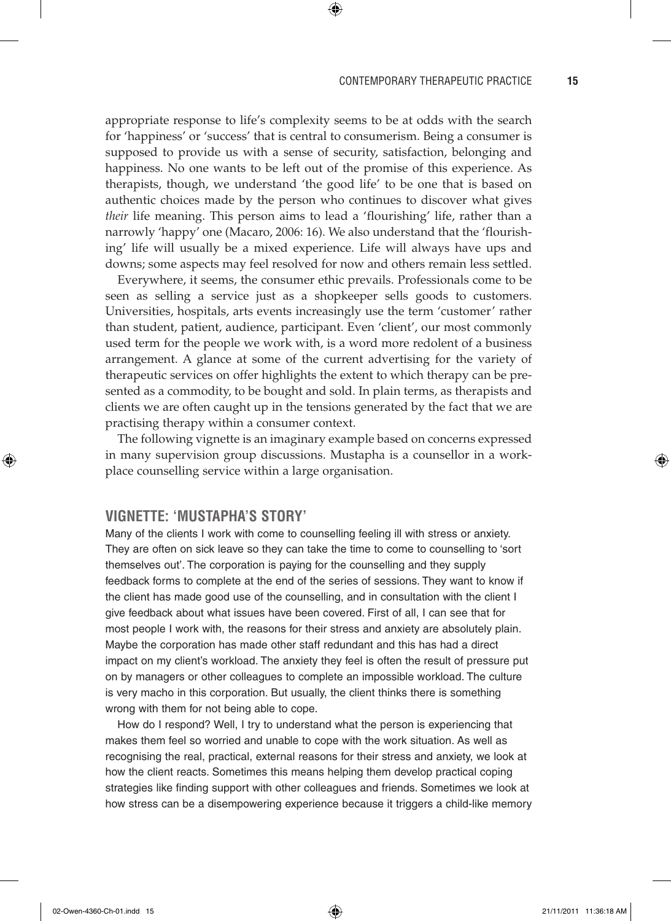appropriate response to life's complexity seems to be at odds with the search for 'happiness' or 'success' that is central to consumerism. Being a consumer is supposed to provide us with a sense of security, satisfaction, belonging and happiness. No one wants to be left out of the promise of this experience. As therapists, though, we understand 'the good life' to be one that is based on authentic choices made by the person who continues to discover what gives *their* life meaning. This person aims to lead a 'flourishing' life, rather than a narrowly 'happy' one (Macaro, 2006: 16). We also understand that the 'flourishing' life will usually be a mixed experience. Life will always have ups and downs; some aspects may feel resolved for now and others remain less settled.

Everywhere, it seems, the consumer ethic prevails. Professionals come to be seen as selling a service just as a shopkeeper sells goods to customers. Universities, hospitals, arts events increasingly use the term 'customer' rather than student, patient, audience, participant. Even 'client', our most commonly used term for the people we work with, is a word more redolent of a business arrangement. A glance at some of the current advertising for the variety of therapeutic services on offer highlights the extent to which therapy can be presented as a commodity, to be bought and sold. In plain terms, as therapists and clients we are often caught up in the tensions generated by the fact that we are practising therapy within a consumer context.

The following vignette is an imaginary example based on concerns expressed in many supervision group discussions. Mustapha is a counsellor in a workplace counselling service within a large organisation.

## VIGNETTE: 'MUSTAPHA'S STORY'

Many of the clients I work with come to counselling feeling ill with stress or anxiety. They are often on sick leave so they can take the time to come to counselling to 'sort themselves out'. The corporation is paying for the counselling and they supply feedback forms to complete at the end of the series of sessions. They want to know if the client has made good use of the counselling, and in consultation with the client I give feedback about what issues have been covered. First of all, I can see that for most people I work with, the reasons for their stress and anxiety are absolutely plain. Maybe the corporation has made other staff redundant and this has had a direct impact on my client's workload. The anxiety they feel is often the result of pressure put on by managers or other colleagues to complete an impossible workload. The culture is very macho in this corporation. But usually, the client thinks there is something wrong with them for not being able to cope.

How do I respond? Well, I try to understand what the person is experiencing that makes them feel so worried and unable to cope with the work situation. As well as recognising the real, practical, external reasons for their stress and anxiety, we look at how the client reacts. Sometimes this means helping them develop practical coping strategies like finding support with other colleagues and friends. Sometimes we look at how stress can be a disempowering experience because it triggers a child-like memory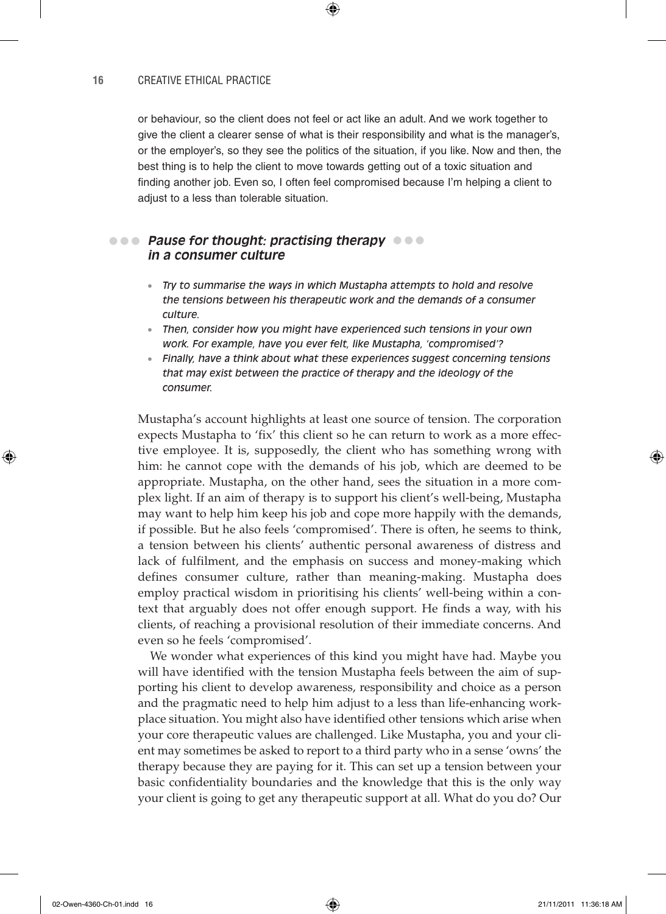or behaviour, so the client does not feel or act like an adult. And we work together to give the client a clearer sense of what is their responsibility and what is the manager's, or the employer's, so they see the politics of the situation, if you like. Now and then, the best thing is to help the client to move towards getting out of a toxic situation and finding another job. Even so, I often feel compromised because I'm helping a client to adjust to a less than tolerable situation.

### *Pause for thought: practising therapy in a consumer culture*

- *Try to summarise the ways in which Mustapha attempts to hold and resolve the tensions between his therapeutic work and the demands of a consumer culture.*
- *Then, consider how you might have experienced such tensions in your own work. For example, have you ever felt, like Mustapha, 'compromised'?*
- *Finally, have a think about what these experiences suggest concerning tensions that may exist between the practice of therapy and the ideology of the consumer.*

Mustapha's account highlights at least one source of tension. The corporation expects Mustapha to 'fix' this client so he can return to work as a more effective employee. It is, supposedly, the client who has something wrong with him: he cannot cope with the demands of his job, which are deemed to be appropriate. Mustapha, on the other hand, sees the situation in a more complex light. If an aim of therapy is to support his client's well-being, Mustapha may want to help him keep his job and cope more happily with the demands, if possible. But he also feels 'compromised'. There is often, he seems to think, a tension between his clients' authentic personal awareness of distress and lack of fulfilment, and the emphasis on success and money-making which defines consumer culture, rather than meaning-making. Mustapha does employ practical wisdom in prioritising his clients' well-being within a context that arguably does not offer enough support. He finds a way, with his clients, of reaching a provisional resolution of their immediate concerns. And even so he feels 'compromised'.

We wonder what experiences of this kind you might have had. Maybe you will have identified with the tension Mustapha feels between the aim of supporting his client to develop awareness, responsibility and choice as a person and the pragmatic need to help him adjust to a less than life-enhancing workplace situation. You might also have identified other tensions which arise when your core therapeutic values are challenged. Like Mustapha, you and your client may sometimes be asked to report to a third party who in a sense 'owns' the therapy because they are paying for it. This can set up a tension between your basic confidentiality boundaries and the knowledge that this is the only way your client is going to get any therapeutic support at all. What do you do? Our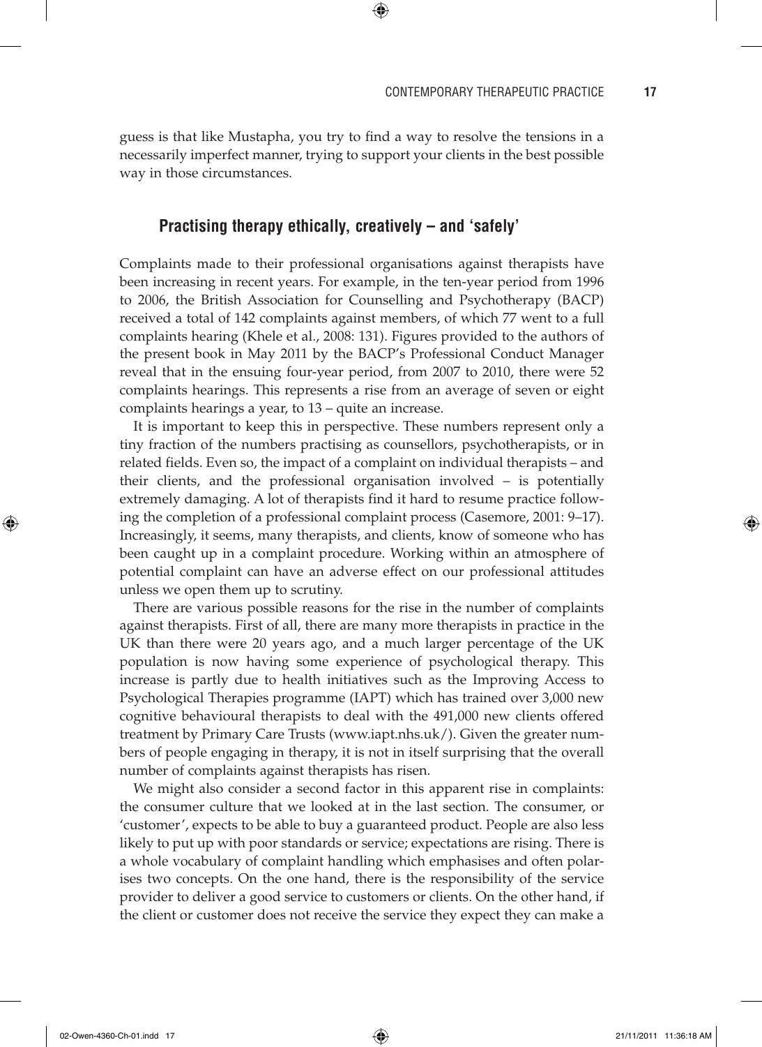guess is that like Mustapha, you try to find a way to resolve the tensions in a necessarily imperfect manner, trying to support your clients in the best possible way in those circumstances.

## Practising therapy ethically, creatively – and 'safely'

Complaints made to their professional organisations against therapists have been increasing in recent years. For example, in the ten-year period from 1996 to 2006, the British Association for Counselling and Psychotherapy (BACP) received a total of 142 complaints against members, of which 77 went to a full complaints hearing (Khele et al., 2008: 131). Figures provided to the authors of the present book in May 2011 by the BACP's Professional Conduct Manager reveal that in the ensuing four-year period, from 2007 to 2010, there were 52 complaints hearings. This represents a rise from an average of seven or eight complaints hearings a year, to 13 – quite an increase.

It is important to keep this in perspective. These numbers represent only a tiny fraction of the numbers practising as counsellors, psychotherapists, or in related fields. Even so, the impact of a complaint on individual therapists – and their clients, and the professional organisation involved – is potentially extremely damaging. A lot of therapists find it hard to resume practice following the completion of a professional complaint process (Casemore, 2001: 9–17). Increasingly, it seems, many therapists, and clients, know of someone who has been caught up in a complaint procedure. Working within an atmosphere of potential complaint can have an adverse effect on our professional attitudes unless we open them up to scrutiny.

There are various possible reasons for the rise in the number of complaints against therapists. First of all, there are many more therapists in practice in the UK than there were 20 years ago, and a much larger percentage of the UK population is now having some experience of psychological therapy. This increase is partly due to health initiatives such as the Improving Access to Psychological Therapies programme (IAPT) which has trained over 3,000 new cognitive behavioural therapists to deal with the 491,000 new clients offered treatment by Primary Care Trusts (www.iapt.nhs.uk/). Given the greater numbers of people engaging in therapy, it is not in itself surprising that the overall number of complaints against therapists has risen.

We might also consider a second factor in this apparent rise in complaints: the consumer culture that we looked at in the last section. The consumer, or 'customer', expects to be able to buy a guaranteed product. People are also less likely to put up with poor standards or service; expectations are rising. There is a whole vocabulary of complaint handling which emphasises and often polarises two concepts. On the one hand, there is the responsibility of the service provider to deliver a good service to customers or clients. On the other hand, if the client or customer does not receive the service they expect they can make a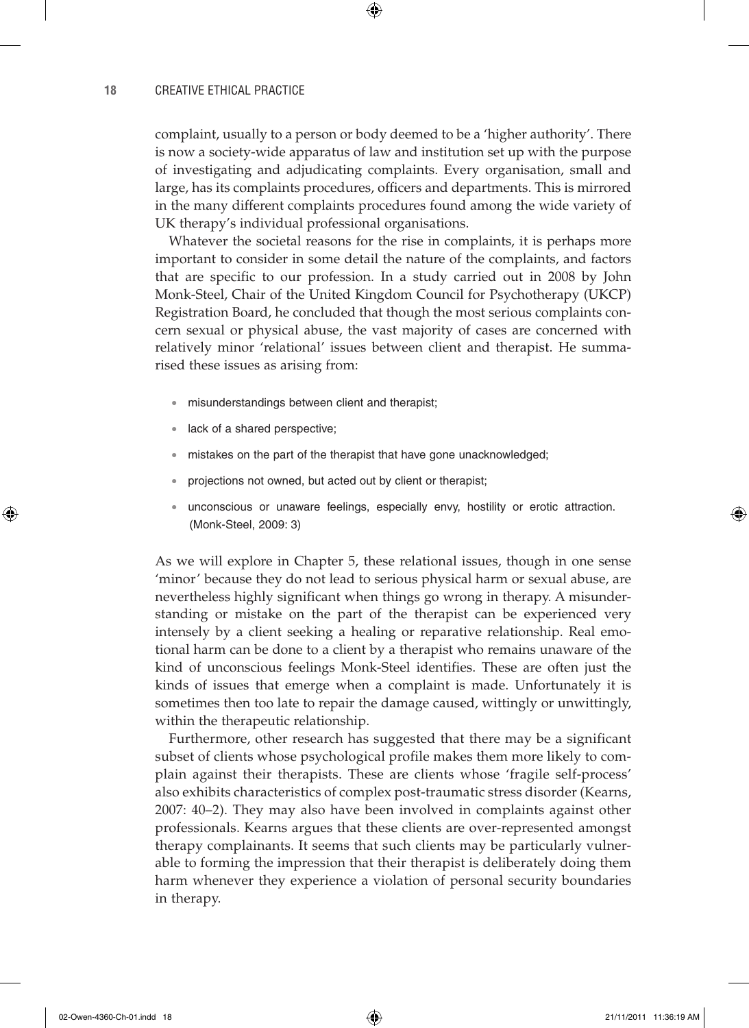complaint, usually to a person or body deemed to be a 'higher authority'. There is now a society-wide apparatus of law and institution set up with the purpose of investigating and adjudicating complaints. Every organisation, small and large, has its complaints procedures, officers and departments. This is mirrored in the many different complaints procedures found among the wide variety of UK therapy's individual professional organisations.

Whatever the societal reasons for the rise in complaints, it is perhaps more important to consider in some detail the nature of the complaints, and factors that are specific to our profession. In a study carried out in 2008 by John Monk-Steel, Chair of the United Kingdom Council for Psychotherapy (UKCP) Registration Board, he concluded that though the most serious complaints concern sexual or physical abuse, the vast majority of cases are concerned with relatively minor 'relational' issues between client and therapist. He summarised these issues as arising from:

- misunderstandings between client and therapist;
- lack of a shared perspective;
- mistakes on the part of the therapist that have gone unacknowledged;
- projections not owned, but acted out by client or therapist;
- unconscious or unaware feelings, especially envy, hostility or erotic attraction. (Monk-Steel, 2009: 3)

As we will explore in Chapter 5, these relational issues, though in one sense 'minor' because they do not lead to serious physical harm or sexual abuse, are nevertheless highly significant when things go wrong in therapy. A misunderstanding or mistake on the part of the therapist can be experienced very intensely by a client seeking a healing or reparative relationship. Real emotional harm can be done to a client by a therapist who remains unaware of the kind of unconscious feelings Monk-Steel identifies. These are often just the kinds of issues that emerge when a complaint is made. Unfortunately it is sometimes then too late to repair the damage caused, wittingly or unwittingly, within the therapeutic relationship.

Furthermore, other research has suggested that there may be a significant subset of clients whose psychological profile makes them more likely to complain against their therapists. These are clients whose 'fragile self-process' also exhibits characteristics of complex post-traumatic stress disorder (Kearns, 2007: 40–2). They may also have been involved in complaints against other professionals. Kearns argues that these clients are over-represented amongst therapy complainants. It seems that such clients may be particularly vulnerable to forming the impression that their therapist is deliberately doing them harm whenever they experience a violation of personal security boundaries in therapy.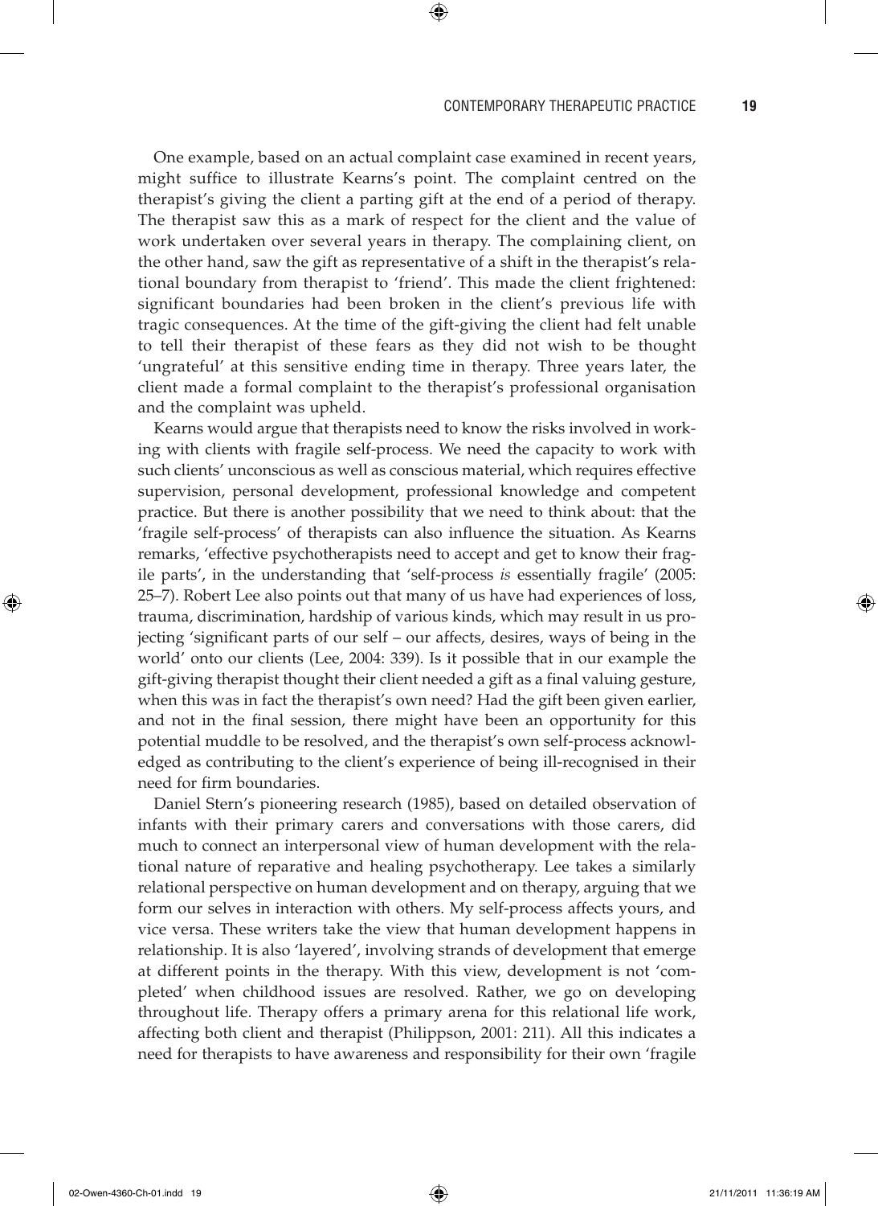One example, based on an actual complaint case examined in recent years, might suffice to illustrate Kearns's point. The complaint centred on the therapist's giving the client a parting gift at the end of a period of therapy. The therapist saw this as a mark of respect for the client and the value of work undertaken over several years in therapy. The complaining client, on the other hand, saw the gift as representative of a shift in the therapist's relational boundary from therapist to 'friend'. This made the client frightened: significant boundaries had been broken in the client's previous life with tragic consequences. At the time of the gift-giving the client had felt unable to tell their therapist of these fears as they did not wish to be thought 'ungrateful' at this sensitive ending time in therapy. Three years later, the client made a formal complaint to the therapist's professional organisation and the complaint was upheld.

Kearns would argue that therapists need to know the risks involved in working with clients with fragile self-process. We need the capacity to work with such clients' unconscious as well as conscious material, which requires effective supervision, personal development, professional knowledge and competent practice. But there is another possibility that we need to think about: that the 'fragile self-process' of therapists can also influence the situation. As Kearns remarks, 'effective psychotherapists need to accept and get to know their fragile parts', in the understanding that 'self-process *is* essentially fragile' (2005: 25–7). Robert Lee also points out that many of us have had experiences of loss, trauma, discrimination, hardship of various kinds, which may result in us projecting 'significant parts of our self – our affects, desires, ways of being in the world' onto our clients (Lee, 2004: 339). Is it possible that in our example the gift-giving therapist thought their client needed a gift as a final valuing gesture, when this was in fact the therapist's own need? Had the gift been given earlier, and not in the final session, there might have been an opportunity for this potential muddle to be resolved, and the therapist's own self-process acknowledged as contributing to the client's experience of being ill-recognised in their need for firm boundaries.

Daniel Stern's pioneering research (1985), based on detailed observation of infants with their primary carers and conversations with those carers, did much to connect an interpersonal view of human development with the relational nature of reparative and healing psychotherapy. Lee takes a similarly relational perspective on human development and on therapy, arguing that we form our selves in interaction with others. My self-process affects yours, and vice versa. These writers take the view that human development happens in relationship. It is also 'layered', involving strands of development that emerge at different points in the therapy. With this view, development is not 'completed' when childhood issues are resolved. Rather, we go on developing throughout life. Therapy offers a primary arena for this relational life work, affecting both client and therapist (Philippson, 2001: 211). All this indicates a need for therapists to have awareness and responsibility for their own 'fragile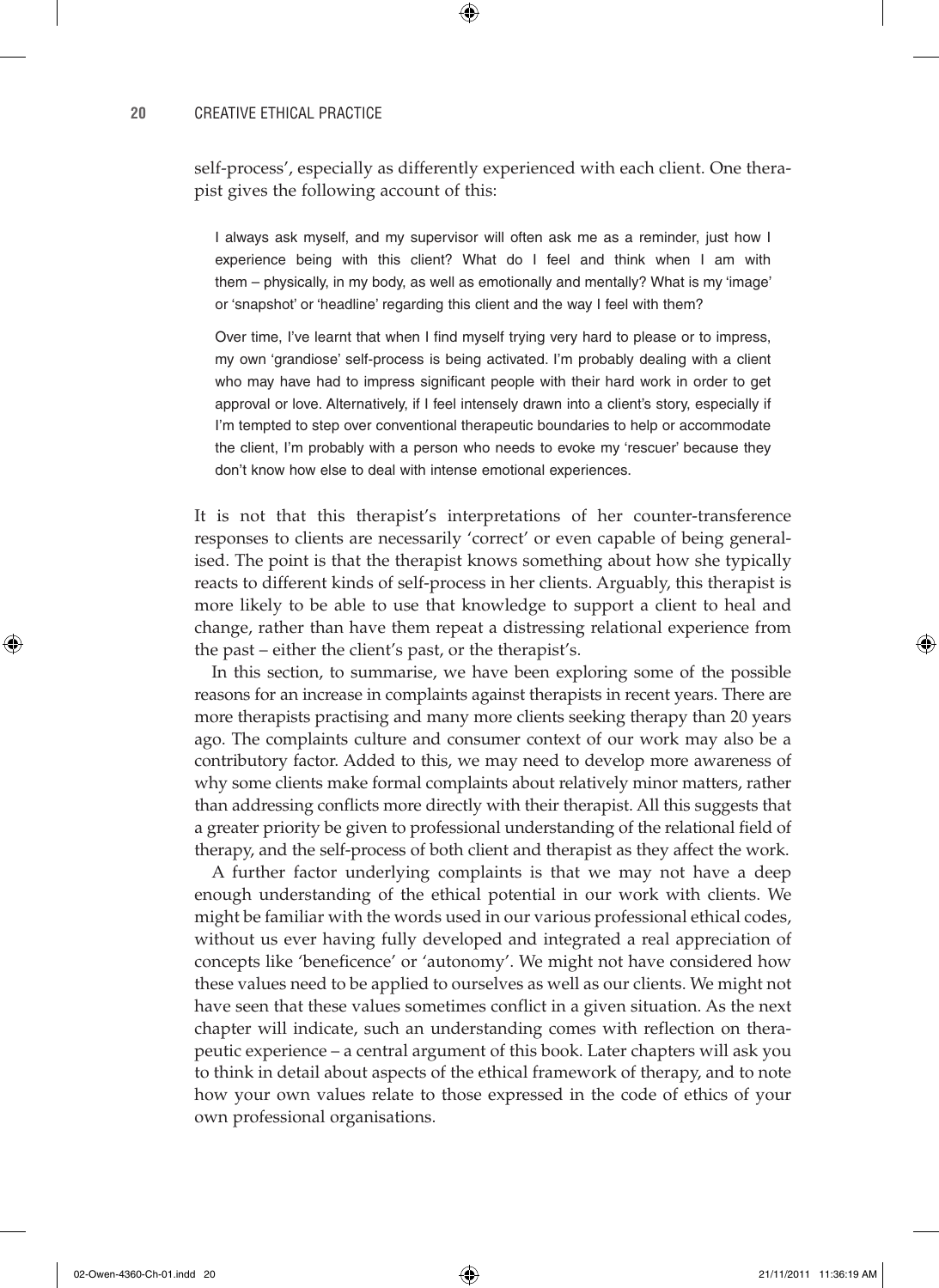self-process', especially as differently experienced with each client. One therapist gives the following account of this:

> I always ask myself, and my supervisor will often ask me as a reminder, just how I experience being with this client? What do I feel and think when I am with them – physically, in my body, as well as emotionally and mentally? What is my 'image' or 'snapshot' or 'headline' regarding this client and the way I feel with them?
>
> Over time, I've learnt that when I find myself trying very hard to please or to impress, my own 'grandiose' self-process is being activated. I'm probably dealing with a client who may have had to impress significant people with their hard work in order to get approval or love. Alternatively, if I feel intensely drawn into a client's story, especially if I'm tempted to step over conventional therapeutic boundaries to help or accommodate the client, I'm probably with a person who needs to evoke my 'rescuer' because they don't know how else to deal with intense emotional experiences.

It is not that this therapist's interpretations of her counter-transference responses to clients are necessarily 'correct' or even capable of being generalised. The point is that the therapist knows something about how she typically reacts to different kinds of self-process in her clients. Arguably, this therapist is more likely to be able to use that knowledge to support a client to heal and change, rather than have them repeat a distressing relational experience from the past – either the client's past, or the therapist's.

In this section, to summarise, we have been exploring some of the possible reasons for an increase in complaints against therapists in recent years. There are more therapists practising and many more clients seeking therapy than 20 years ago. The complaints culture and consumer context of our work may also be a contributory factor. Added to this, we may need to develop more awareness of why some clients make formal complaints about relatively minor matters, rather than addressing conflicts more directly with their therapist. All this suggests that a greater priority be given to professional understanding of the relational field of therapy, and the self-process of both client and therapist as they affect the work.

A further factor underlying complaints is that we may not have a deep enough understanding of the ethical potential in our work with clients. We might be familiar with the words used in our various professional ethical codes, without us ever having fully developed and integrated a real appreciation of concepts like 'beneficence' or 'autonomy'. We might not have considered how these values need to be applied to ourselves as well as our clients. We might not have seen that these values sometimes conflict in a given situation. As the next chapter will indicate, such an understanding comes with reflection on therapeutic experience – a central argument of this book. Later chapters will ask you to think in detail about aspects of the ethical framework of therapy, and to note how your own values relate to those expressed in the code of ethics of your own professional organisations.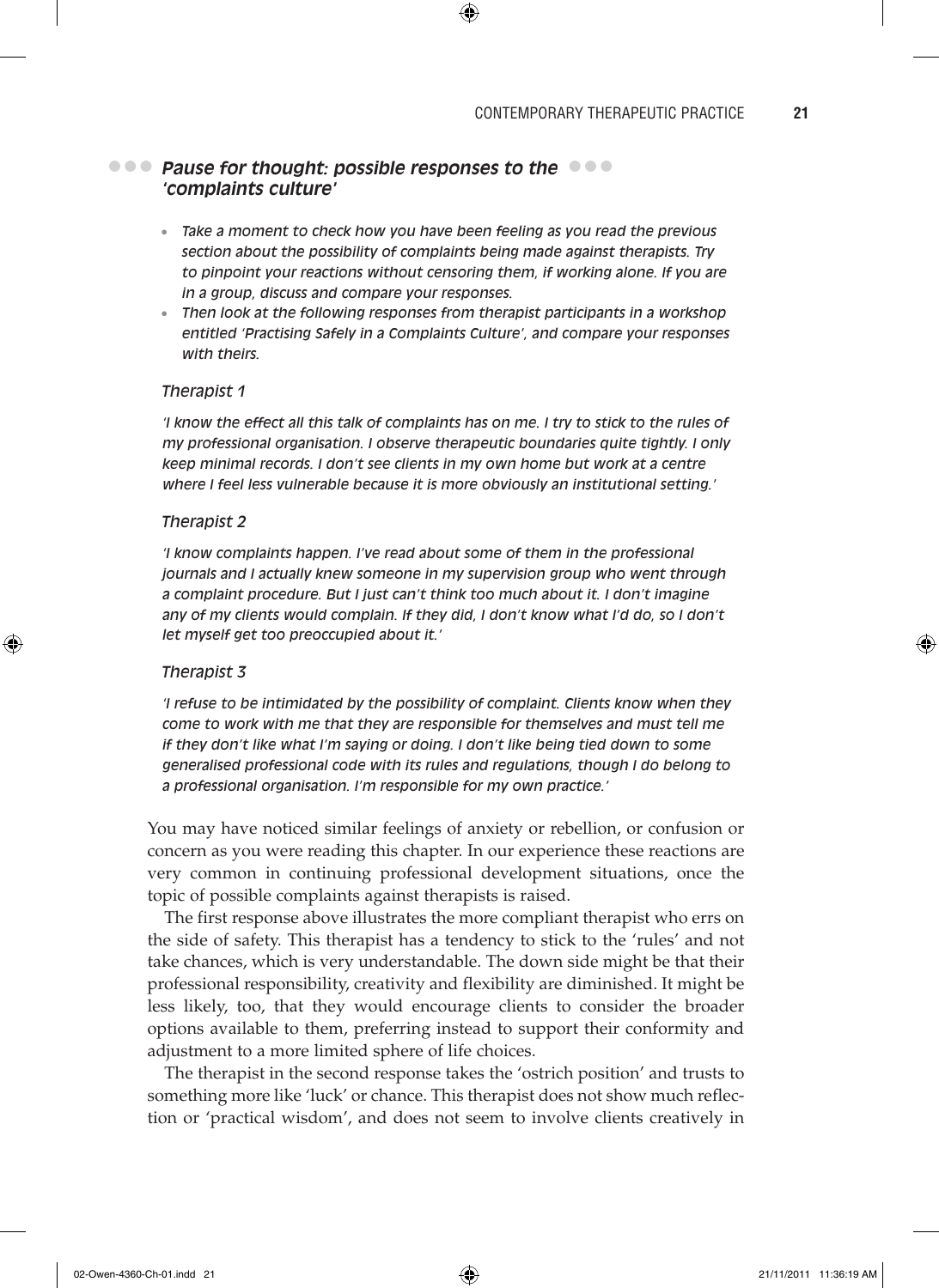### Pause for thought: possible responses to the 'complaints culture'

- *Take a moment to check how you have been feeling as you read the previous section about the possibility of complaints being made against therapists. Try to pinpoint your reactions without censoring them, if working alone. If you are in a group, discuss and compare your responses.*
- *Then look at the following responses from therapist participants in a workshop entitled 'Practising Safely in a Complaints Culture', and compare your responses with theirs.*

*Therapist 1*

*'I know the effect all this talk of complaints has on me. I try to stick to the rules of my professional organisation. I observe therapeutic boundaries quite tightly. I only keep minimal records. I don't see clients in my own home but work at a centre where I feel less vulnerable because it is more obviously an institutional setting.'*

*Therapist 2*

*'I know complaints happen. I've read about some of them in the professional journals and I actually knew someone in my supervision group who went through a complaint procedure. But I just can't think too much about it. I don't imagine any of my clients would complain. If they did, I don't know what I'd do, so I don't let myself get too preoccupied about it.'*

*Therapist 3*

*'I refuse to be intimidated by the possibility of complaint. Clients know when they come to work with me that they are responsible for themselves and must tell me if they don't like what I'm saying or doing. I don't like being tied down to some generalised professional code with its rules and regulations, though I do belong to a professional organisation. I'm responsible for my own practice.'*

You may have noticed similar feelings of anxiety or rebellion, or confusion or concern as you were reading this chapter. In our experience these reactions are very common in continuing professional development situations, once the topic of possible complaints against therapists is raised.

The first response above illustrates the more compliant therapist who errs on the side of safety. This therapist has a tendency to stick to the 'rules' and not take chances, which is very understandable. The down side might be that their professional responsibility, creativity and flexibility are diminished. It might be less likely, too, that they would encourage clients to consider the broader options available to them, preferring instead to support their conformity and adjustment to a more limited sphere of life choices.

The therapist in the second response takes the 'ostrich position' and trusts to something more like 'luck' or chance. This therapist does not show much reflection or 'practical wisdom', and does not seem to involve clients creatively in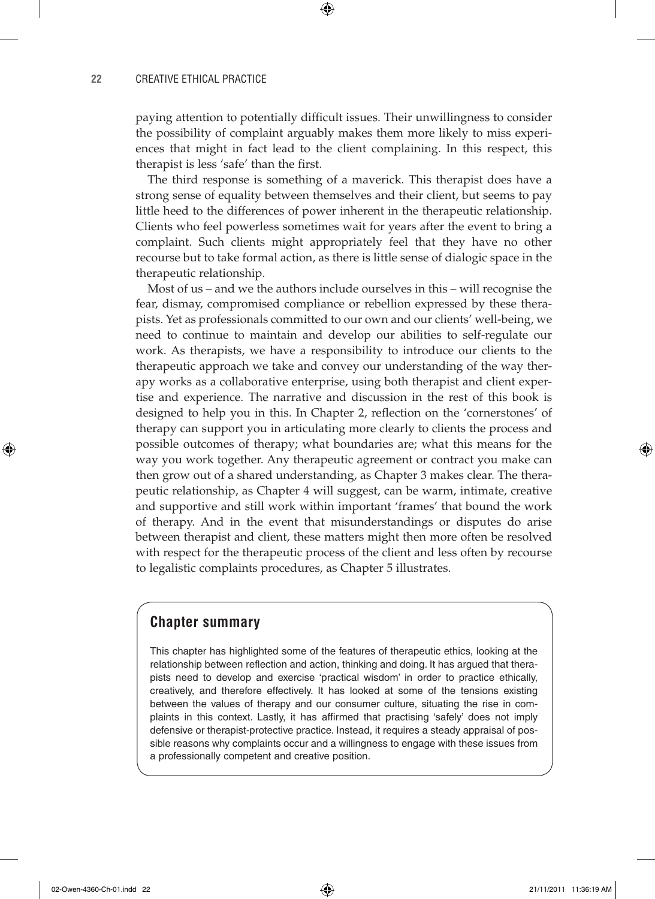paying attention to potentially difficult issues. Their unwillingness to consider the possibility of complaint arguably makes them more likely to miss experiences that might in fact lead to the client complaining. In this respect, this therapist is less 'safe' than the first.

The third response is something of a maverick. This therapist does have a strong sense of equality between themselves and their client, but seems to pay little heed to the differences of power inherent in the therapeutic relationship. Clients who feel powerless sometimes wait for years after the event to bring a complaint. Such clients might appropriately feel that they have no other recourse but to take formal action, as there is little sense of dialogic space in the therapeutic relationship.

Most of us – and we the authors include ourselves in this – will recognise the fear, dismay, compromised compliance or rebellion expressed by these therapists. Yet as professionals committed to our own and our clients' well-being, we need to continue to maintain and develop our abilities to self-regulate our work. As therapists, we have a responsibility to introduce our clients to the therapeutic approach we take and convey our understanding of the way therapy works as a collaborative enterprise, using both therapist and client expertise and experience. The narrative and discussion in the rest of this book is designed to help you in this. In Chapter 2, reflection on the 'cornerstones' of therapy can support you in articulating more clearly to clients the process and possible outcomes of therapy; what boundaries are; what this means for the way you work together. Any therapeutic agreement or contract you make can then grow out of a shared understanding, as Chapter 3 makes clear. The therapeutic relationship, as Chapter 4 will suggest, can be warm, intimate, creative and supportive and still work within important 'frames' that bound the work of therapy. And in the event that misunderstandings or disputes do arise between therapist and client, these matters might then more often be resolved with respect for the therapeutic process of the client and less often by recourse to legalistic complaints procedures, as Chapter 5 illustrates.

## Chapter summary

This chapter has highlighted some of the features of therapeutic ethics, looking at the relationship between reflection and action, thinking and doing. It has argued that therapists need to develop and exercise 'practical wisdom' in order to practice ethically, creatively, and therefore effectively. It has looked at some of the tensions existing between the values of therapy and our consumer culture, situating the rise in complaints in this context. Lastly, it has affirmed that practising 'safely' does not imply defensive or therapist-protective practice. Instead, it requires a steady appraisal of possible reasons why complaints occur and a willingness to engage with these issues from a professionally competent and creative position.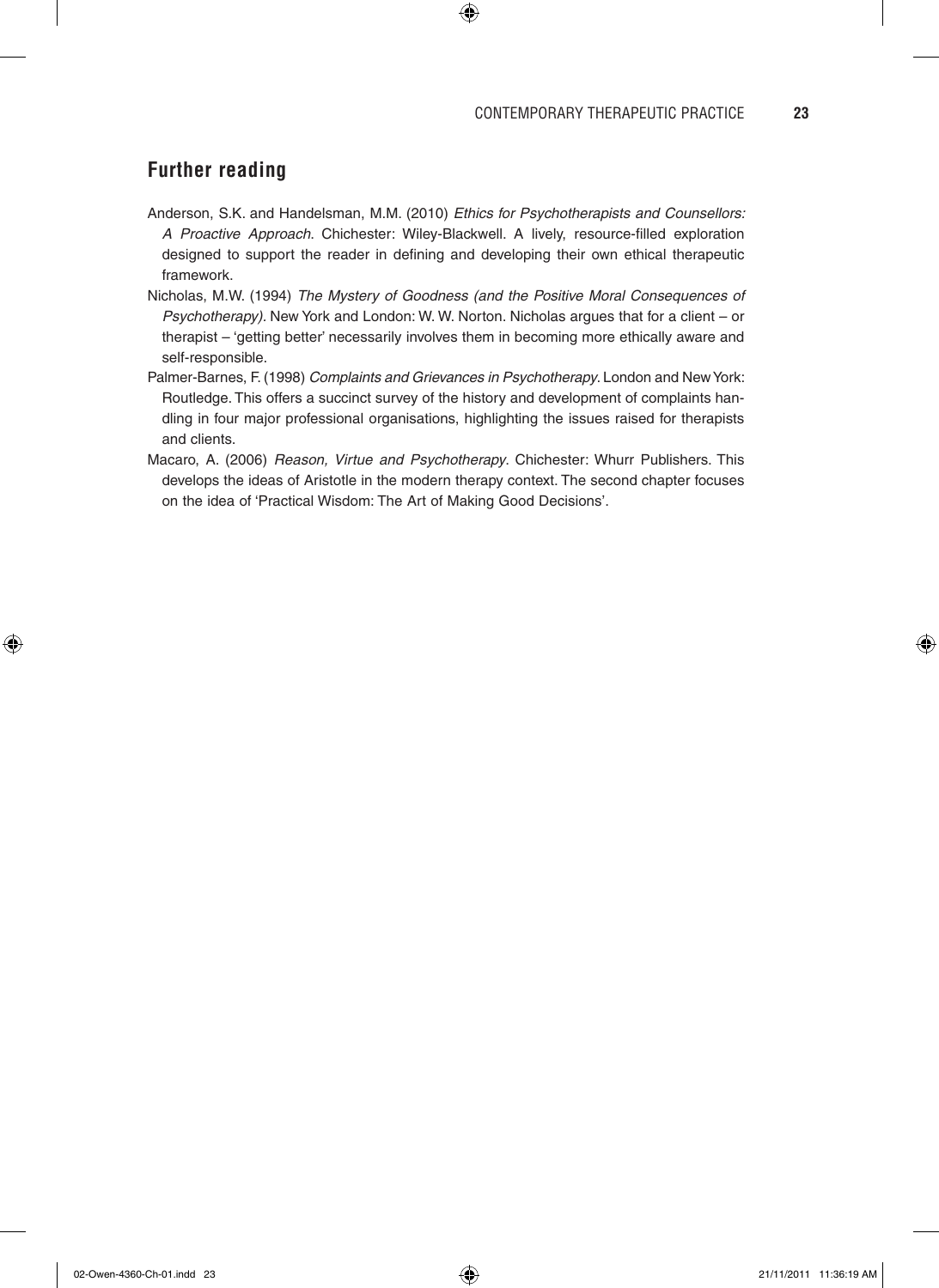## Further reading

Anderson, S.K. and Handelsman, M.M. (2010) *Ethics for Psychotherapists and Counsellors: A Proactive Approach*. Chichester: Wiley-Blackwell. A lively, resource-filled exploration designed to support the reader in defining and developing their own ethical therapeutic framework.

Nicholas, M.W. (1994) *The Mystery of Goodness (and the Positive Moral Consequences of Psychotherapy)*. New York and London: W. W. Norton. Nicholas argues that for a client – or therapist – 'getting better' necessarily involves them in becoming more ethically aware and self-responsible.

Palmer-Barnes, F. (1998) *Complaints and Grievances in Psychotherapy*. London and New York: Routledge. This offers a succinct survey of the history and development of complaints handling in four major professional organisations, highlighting the issues raised for therapists and clients.

Macaro, A. (2006) *Reason, Virtue and Psychotherapy*. Chichester: Whurr Publishers. This develops the ideas of Aristotle in the modern therapy context. The second chapter focuses on the idea of 'Practical Wisdom: The Art of Making Good Decisions'.